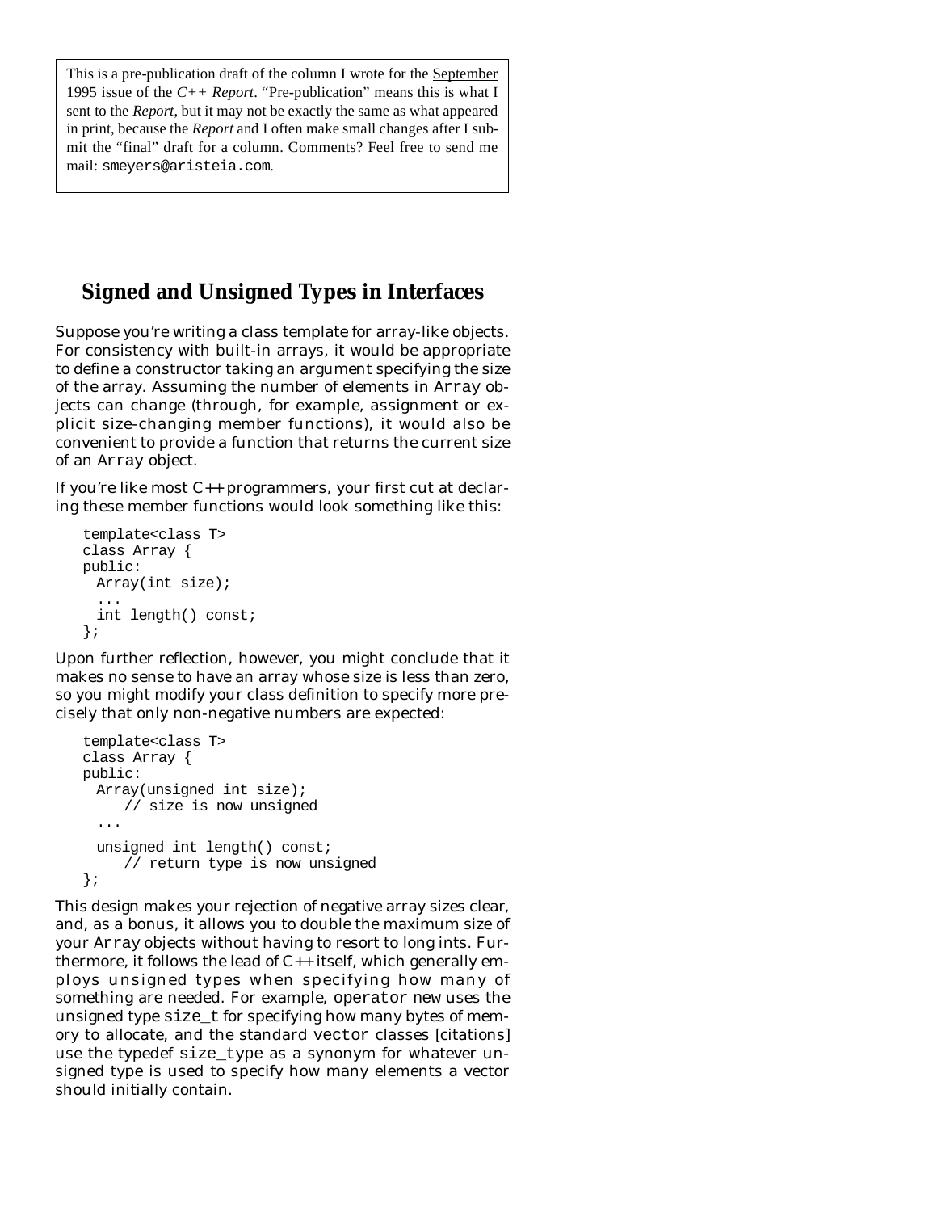This is a pre-publication draft of the column I wrote for the September 1995 issue of the *C++ Report*. "Pre-publication" means this is what I sent to the *Report*, but it may not be exactly the same as what appeared in print, because the *Report* and I often make small changes after I submit the "final" draft for a column. Comments? Feel free to send me mail: smeyers@aristeia.com.

## Signed and Unsigned Types in Interfaces

Suppose you're writing a class template for array-like objects. For consistency with built-in arrays, it would be appropriate to define a constructor taking an argument specifying the size of the array. Assuming the number of elements in Array objects can change (through, for example, assignment or explicit size-changing member functions), it would also be convenient to provide a function that returns the current size of an Array object.

If you're like most C++ programmers, your first cut at declaring these member functions would look something like this:

```
template<class T>
class Array {
public:
  Array(int size);
  ...
  int length() const;
};
```

Upon further reflection, however, you might conclude that it makes no sense to have an array whose size is less than zero, so you might modify your class definition to specify more precisely that only non-negative numbers are expected:

```
template<class T>
class Array {
public:
  Array(unsigned int size);
      // size is now unsigned
  ...
  unsigned int length() const;
      // return type is now unsigned
};
```

This design makes your rejection of negative array sizes clear, and, as a bonus, it allows you to double the maximum size of your Array objects without having to resort to long ints. Furthermore, it follows the lead of C++ itself, which generally employs unsigned types when specifying how many of something are needed. For example, operator new uses the unsigned type size_t for specifying how many bytes of memory to allocate, and the standard vector classes [citations] use the typedef size_type as a synonym for whatever unsigned type is used to specify how many elements a vector should initially contain.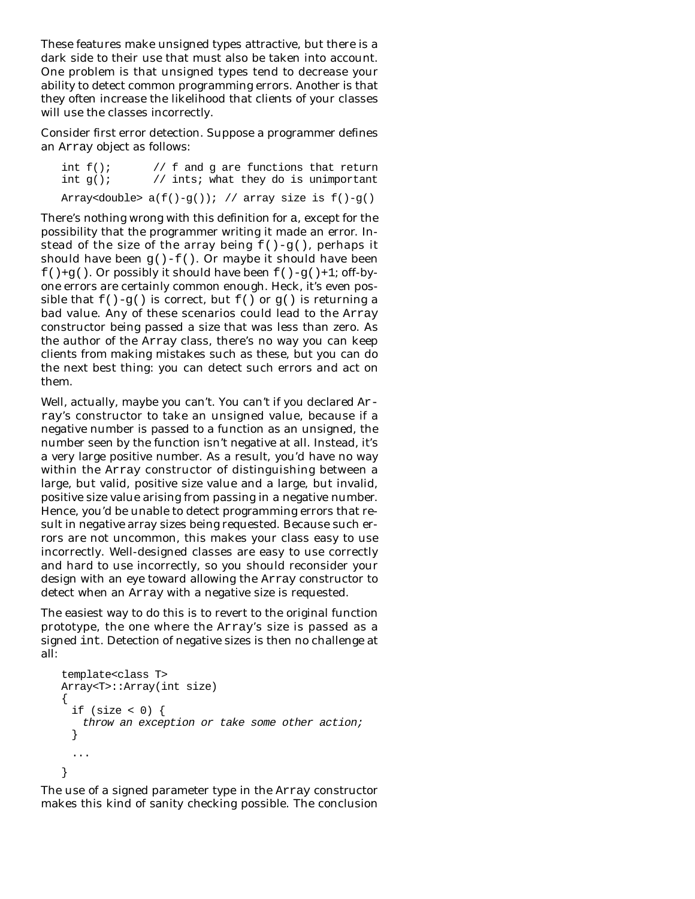These features make unsigned types attractive, but there is a dark side to their use that must also be taken into account. One problem is that unsigned types tend to decrease your ability to detect common programming errors. Another is that they often increase the likelihood that clients of your classes will use the classes incorrectly.

Consider first error detection. Suppose a programmer defines an Array object as follows:

```
int f();        // f and g are functions that return
int g();        // ints; what they do is unimportant

Array<double> a(f()-g()); // array size is f()-g()
```

There's nothing wrong with this definition for a, except for the possibility that the programmer writing it made an error. Instead of the size of the array being `f()-g()`, perhaps it should have been `g()-f()`. Or maybe it should have been `f()+g()`. Or possibly it should have been `f()-g()+1`; off-by-one errors are certainly common enough. Heck, it's even possible that `f()-g()` is correct, but `f()` or `g()` is returning a bad value. Any of these scenarios could lead to the Array constructor being passed a size that was less than zero. As the author of the Array class, there's no way you can keep clients from making mistakes such as these, but you can do the next best thing: you can detect such errors and act on them.

Well, actually, maybe you can't. You can't if you declared Array's constructor to take an unsigned value, because if a negative number is passed to a function as an unsigned, the number seen by the function isn't negative at all. Instead, it's a very large positive number. As a result, you'd have no way within the Array constructor of distinguishing between a large, but valid, positive size value and a large, but invalid, positive size value arising from passing in a negative number. Hence, you'd be unable to detect programming errors that result in negative array sizes being requested. Because such errors are not uncommon, this makes your class easy to use incorrectly. Well-designed classes are easy to use correctly and hard to use incorrectly, so you should reconsider your design with an eye toward allowing the Array constructor to detect when an Array with a negative size is requested.

The easiest way to do this is to revert to the original function prototype, the one where the Array's size is passed as a signed `int`. Detection of negative sizes is then no challenge at all:

```
template<class T>
Array<T>::Array(int size)
{
  if (size < 0) {
    throw an exception or take some other action;
  }
  ...
}
```

The use of a signed parameter type in the Array constructor makes this kind of sanity checking possible. The conclusion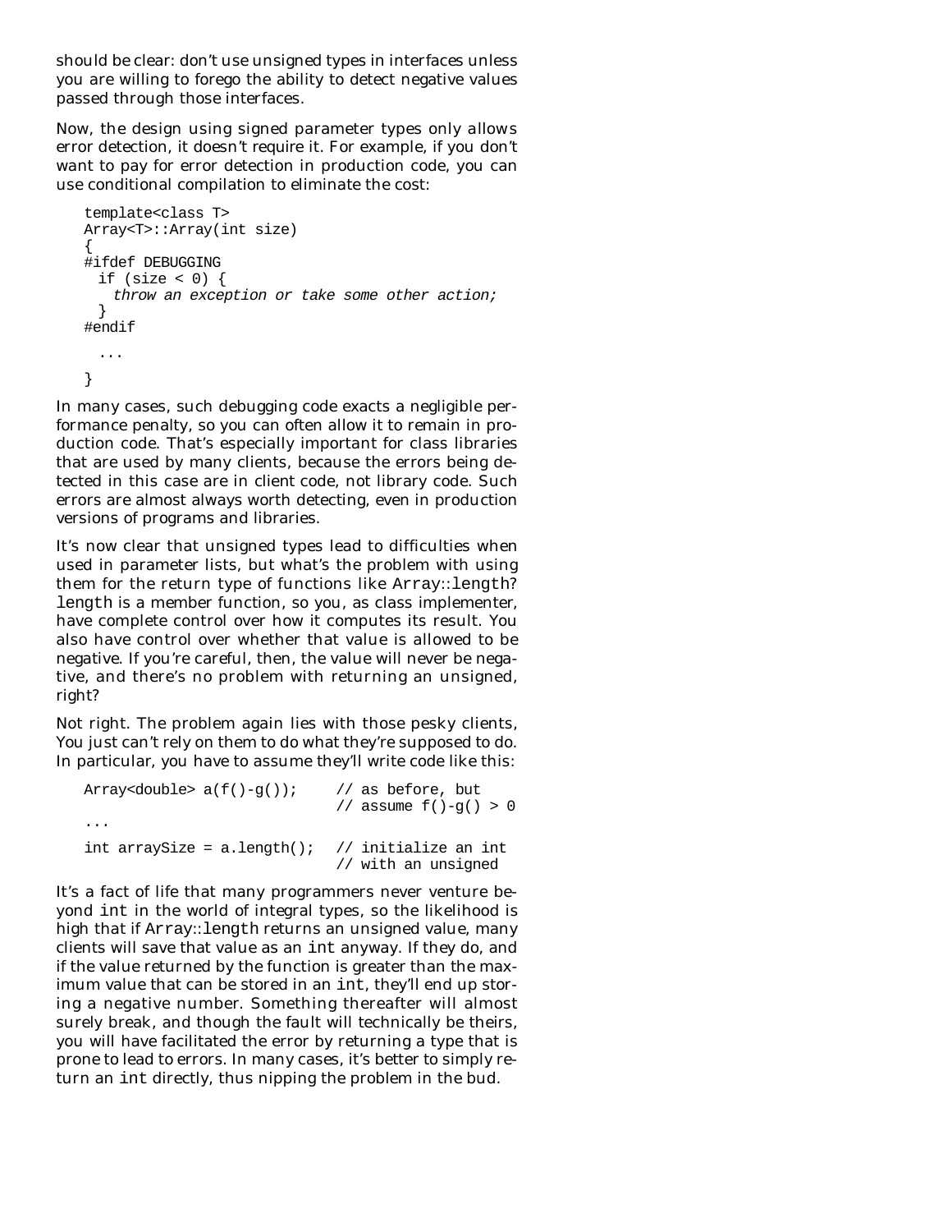should be clear: don't use unsigned types in interfaces unless you are willing to forego the ability to detect negative values passed through those interfaces.

Now, the design using signed parameter types only allows error detection, it doesn't require it. For example, if you don't want to pay for error detection in production code, you can use conditional compilation to eliminate the cost:

```
template<class T>
Array<T>::Array(int size)
{
#ifdef DEBUGGING
  if (size < 0) {
    throw an exception or take some other action;
  }
#endif

  ...

}
```

In many cases, such debugging code exacts a negligible performance penalty, so you can often allow it to remain in production code. That's especially important for class libraries that are used by many clients, because the errors being detected in this case are in client code, not library code. Such errors are almost always worth detecting, even in production versions of programs and libraries.

It's now clear that unsigned types lead to difficulties when used in parameter lists, but what's the problem with using them for the return type of functions like `Array::length`? `length` is a member function, so you, as class implementer, have complete control over how it computes its result. You also have control over whether that value is allowed to be negative. If you're careful, then, the value will never be negative, and there's no problem with returning an unsigned, right?

Not right. The problem again lies with those pesky clients, You just can't rely on them to do what they're supposed to do. In particular, you have to assume they'll write code like this:

```
Array<double> a(f()-g());     // as before, but
                              // assume f()-g() > 0
...

int arraySize = a.length();   // initialize an int
                              // with an unsigned
```

It's a fact of life that many programmers never venture beyond `int` in the world of integral types, so the likelihood is high that if `Array::length` returns an unsigned value, many clients will save that value as an `int` anyway. If they do, and if the value returned by the function is greater than the maximum value that can be stored in an `int`, they'll end up storing a negative number. Something thereafter will almost surely break, and though the fault will technically be theirs, you will have facilitated the error by returning a type that is prone to lead to errors. In many cases, it's better to simply return an `int` directly, thus nipping the problem in the bud.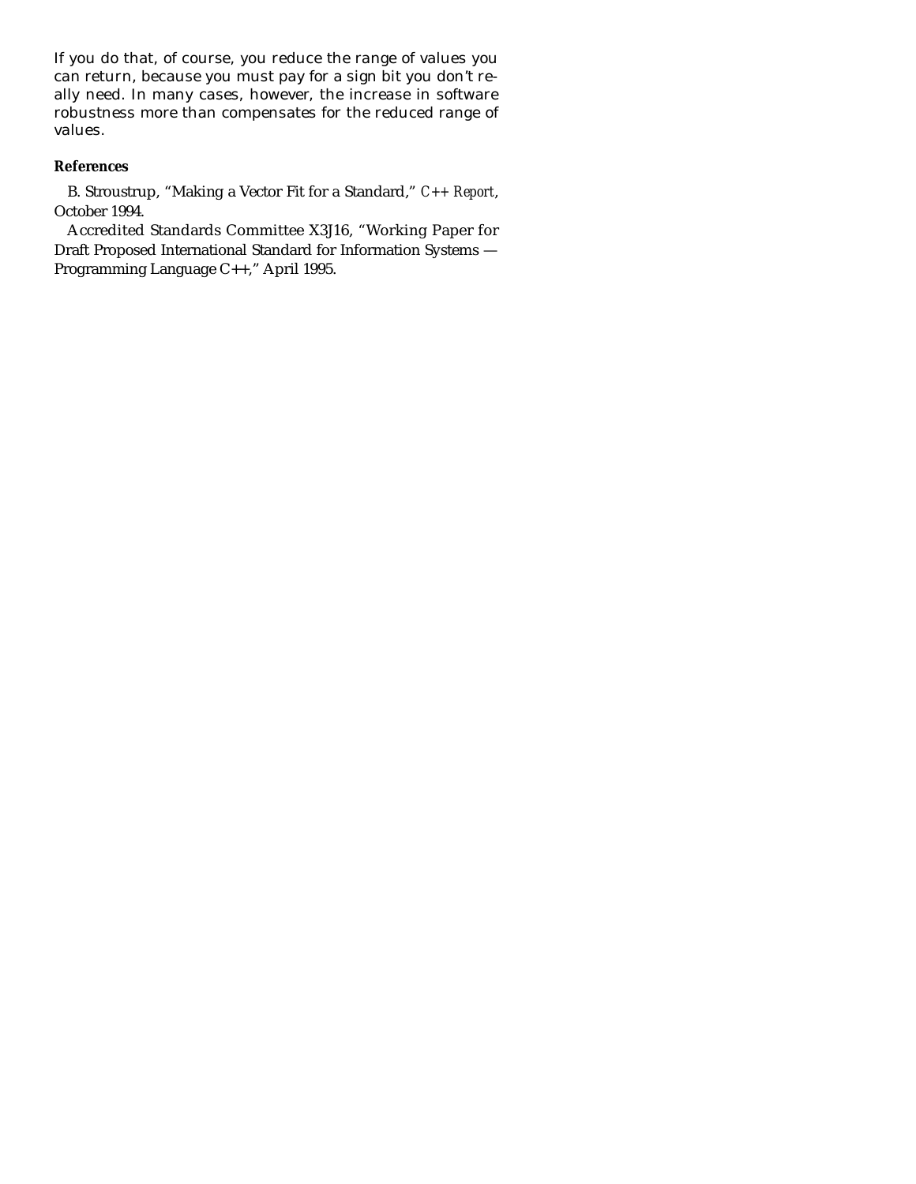If you do that, of course, you reduce the range of values you can return, because you must pay for a sign bit you don't really need. In many cases, however, the increase in software robustness more than compensates for the reduced range of values.

**References**

B. Stroustrup, "Making a Vector Fit for a Standard," *C++ Report*, October 1994.

Accredited Standards Committee X3J16, "Working Paper for Draft Proposed International Standard for Information Systems — Programming Language C++," April 1995.